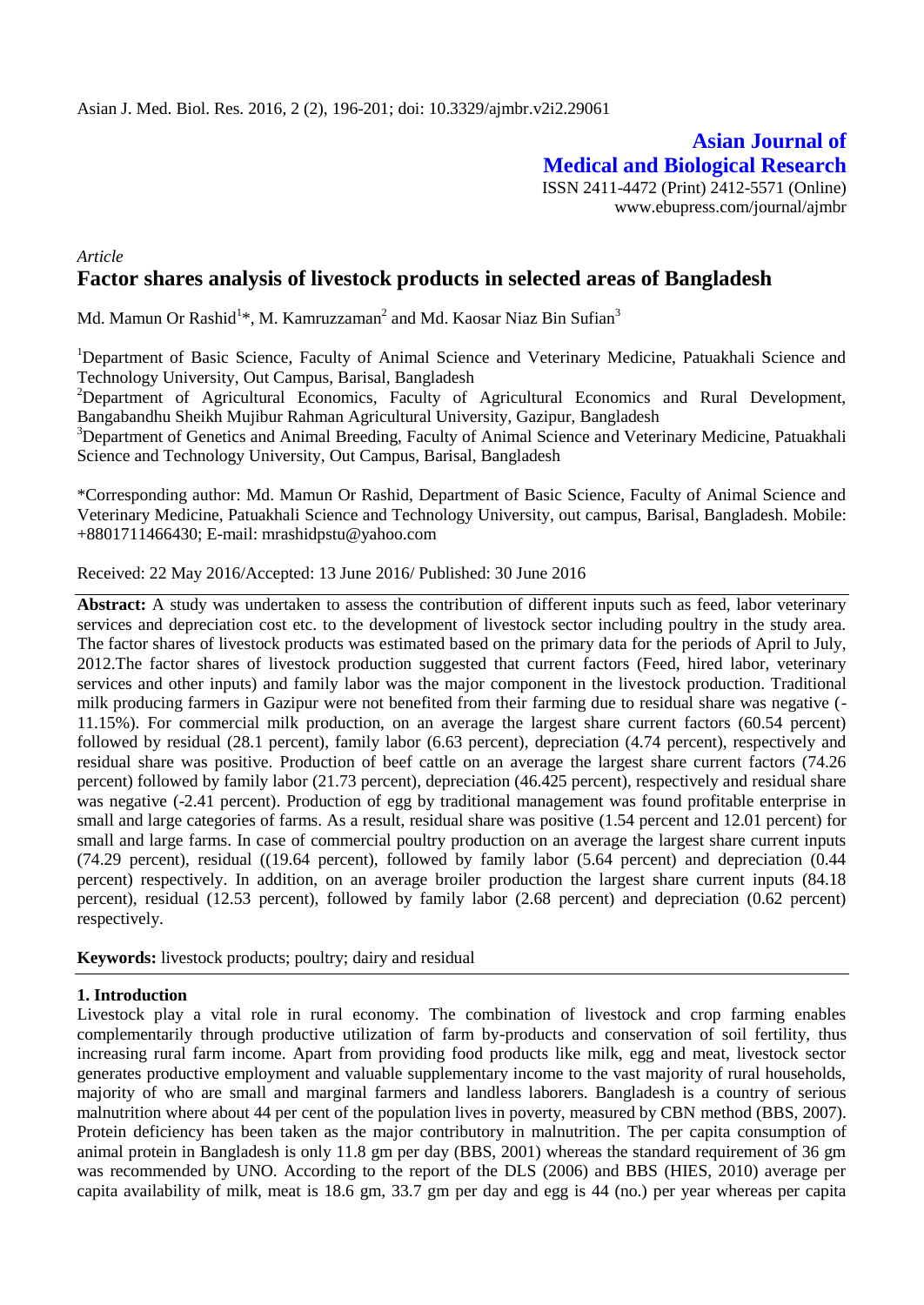Asian J. Med. Biol. Res. 2016, 2 (2), 196-201; doi: 10.3329/ajmbr.v2i2.29061

**Asian Journal of Medical and Biological Research**

ISSN 2411-4472 (Print) 2412-5571 (Online)
www.ebupress.com/journal/ajmbr

*Article*

# Factor shares analysis of livestock products in selected areas of Bangladesh

Md. Mamun Or Rashid[1]*, M. Kamruzzaman[2] and Md. Kaosar Niaz Bin Sufian[3]

[1]Department of Basic Science, Faculty of Animal Science and Veterinary Medicine, Patuakhali Science and Technology University, Out Campus, Barisal, Bangladesh

[2]Department of Agricultural Economics, Faculty of Agricultural Economics and Rural Development, Bangabandhu Sheikh Mujibur Rahman Agricultural University, Gazipur, Bangladesh

[3]Department of Genetics and Animal Breeding, Faculty of Animal Science and Veterinary Medicine, Patuakhali Science and Technology University, Out Campus, Barisal, Bangladesh

*Corresponding author: Md. Mamun Or Rashid, Department of Basic Science, Faculty of Animal Science and Veterinary Medicine, Patuakhali Science and Technology University, out campus, Barisal, Bangladesh. Mobile: +8801711466430; E-mail: mrashidpstu@yahoo.com

Received: 22 May 2016/Accepted: 13 June 2016/ Published: 30 June 2016

**Abstract:** A study was undertaken to assess the contribution of different inputs such as feed, labor veterinary services and depreciation cost etc. to the development of livestock sector including poultry in the study area. The factor shares of livestock products was estimated based on the primary data for the periods of April to July, 2012.The factor shares of livestock production suggested that current factors (Feed, hired labor, veterinary services and other inputs) and family labor was the major component in the livestock production. Traditional milk producing farmers in Gazipur were not benefited from their farming due to residual share was negative (-11.15%). For commercial milk production, on an average the largest share current factors (60.54 percent) followed by residual (28.1 percent), family labor (6.63 percent), depreciation (4.74 percent), respectively and residual share was positive. Production of beef cattle on an average the largest share current factors (74.26 percent) followed by family labor (21.73 percent), depreciation (46.425 percent), respectively and residual share was negative (-2.41 percent). Production of egg by traditional management was found profitable enterprise in small and large categories of farms. As a result, residual share was positive (1.54 percent and 12.01 percent) for small and large farms. In case of commercial poultry production on an average the largest share current inputs (74.29 percent), residual ((19.64 percent), followed by family labor (5.64 percent) and depreciation (0.44 percent) respectively. In addition, on an average broiler production the largest share current inputs (84.18 percent), residual (12.53 percent), followed by family labor (2.68 percent) and depreciation (0.62 percent) respectively.

**Keywords:** livestock products; poultry; dairy and residual

## 1. Introduction

Livestock play a vital role in rural economy. The combination of livestock and crop farming enables complementarily through productive utilization of farm by-products and conservation of soil fertility, thus increasing rural farm income. Apart from providing food products like milk, egg and meat, livestock sector generates productive employment and valuable supplementary income to the vast majority of rural households, majority of who are small and marginal farmers and landless laborers. Bangladesh is a country of serious malnutrition where about 44 per cent of the population lives in poverty, measured by CBN method (BBS, 2007). Protein deficiency has been taken as the major contributory in malnutrition. The per capita consumption of animal protein in Bangladesh is only 11.8 gm per day (BBS, 2001) whereas the standard requirement of 36 gm was recommended by UNO. According to the report of the DLS (2006) and BBS (HIES, 2010) average per capita availability of milk, meat is 18.6 gm, 33.7 gm per day and egg is 44 (no.) per year whereas per capita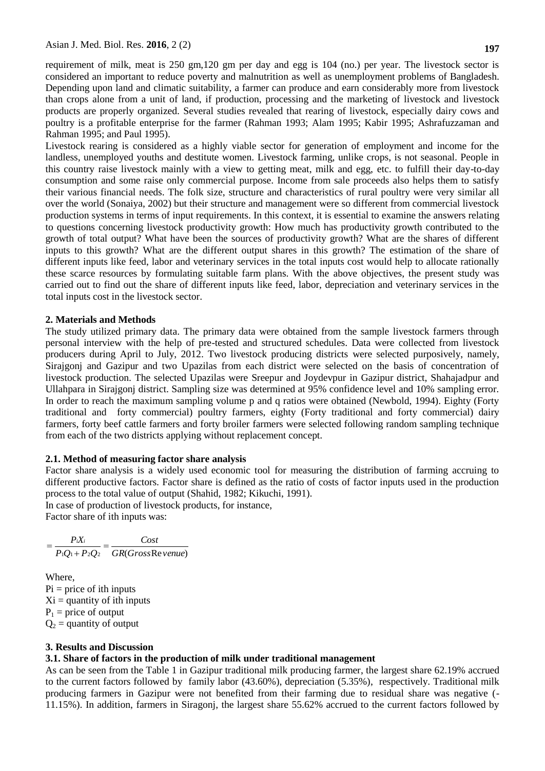requirement of milk, meat is 250 gm,120 gm per day and egg is 104 (no.) per year. The livestock sector is considered an important to reduce poverty and malnutrition as well as unemployment problems of Bangladesh. Depending upon land and climatic suitability, a farmer can produce and earn considerably more from livestock than crops alone from a unit of land, if production, processing and the marketing of livestock and livestock products are properly organized. Several studies revealed that rearing of livestock, especially dairy cows and poultry is a profitable enterprise for the farmer (Rahman 1993; Alam 1995; Kabir 1995; Ashrafuzzaman and Rahman 1995; and Paul 1995).

Livestock rearing is considered as a highly viable sector for generation of employment and income for the landless, unemployed youths and destitute women. Livestock farming, unlike crops, is not seasonal. People in this country raise livestock mainly with a view to getting meat, milk and egg, etc. to fulfill their day-to-day consumption and some raise only commercial purpose. Income from sale proceeds also helps them to satisfy their various financial needs. The folk size, structure and characteristics of rural poultry were very similar all over the world (Sonaiya, 2002) but their structure and management were so different from commercial livestock production systems in terms of input requirements. In this context, it is essential to examine the answers relating to questions concerning livestock productivity growth: How much has productivity growth contributed to the growth of total output? What have been the sources of productivity growth? What are the shares of different inputs to this growth? What are the different output shares in this growth? The estimation of the share of different inputs like feed, labor and veterinary services in the total inputs cost would help to allocate rationally these scarce resources by formulating suitable farm plans. With the above objectives, the present study was carried out to find out the share of different inputs like feed, labor, depreciation and veterinary services in the total inputs cost in the livestock sector.

## 2. Materials and Methods

The study utilized primary data. The primary data were obtained from the sample livestock farmers through personal interview with the help of pre-tested and structured schedules. Data were collected from livestock producers during April to July, 2012. Two livestock producing districts were selected purposively, namely, Sirajgonj and Gazipur and two Upazilas from each district were selected on the basis of concentration of livestock production. The selected Upazilas were Sreepur and Joydevpur in Gazipur district, Shahajadpur and Ullahpara in Sirajgonj district. Sampling size was determined at 95% confidence level and 10% sampling error. In order to reach the maximum sampling volume p and q ratios were obtained (Newbold, 1994). Eighty (Forty traditional and forty commercial) poultry farmers, eighty (Forty traditional and forty commercial) dairy farmers, forty beef cattle farmers and forty broiler farmers were selected following random sampling technique from each of the two districts applying without replacement concept.

### 2.1. Method of measuring factor share analysis

Factor share analysis is a widely used economic tool for measuring the distribution of farming accruing to different productive factors. Factor share is defined as the ratio of costs of factor inputs used in the production process to the total value of output (Shahid, 1982; Kikuchi, 1991).

In case of production of livestock products, for instance,

Factor share of ith inputs was:

$$= \frac{P_i X_i}{P_1 Q_1 + P_2 Q_2} = \frac{Cost}{GR(Gross\,Revenue)}$$

Where,

$P_i$ = price of ith inputs

$X_i$ = quantity of ith inputs

$P_1$ = price of output

$Q_2$ = quantity of output

## 3. Results and Discussion

### 3.1. Share of factors in the production of milk under traditional management

As can be seen from the Table 1 in Gazipur traditional milk producing farmer, the largest share 62.19% accrued to the current factors followed by family labor (43.60%), depreciation (5.35%), respectively. Traditional milk producing farmers in Gazipur were not benefited from their farming due to residual share was negative (-11.15%). In addition, farmers in Siragonj, the largest share 55.62% accrued to the current factors followed by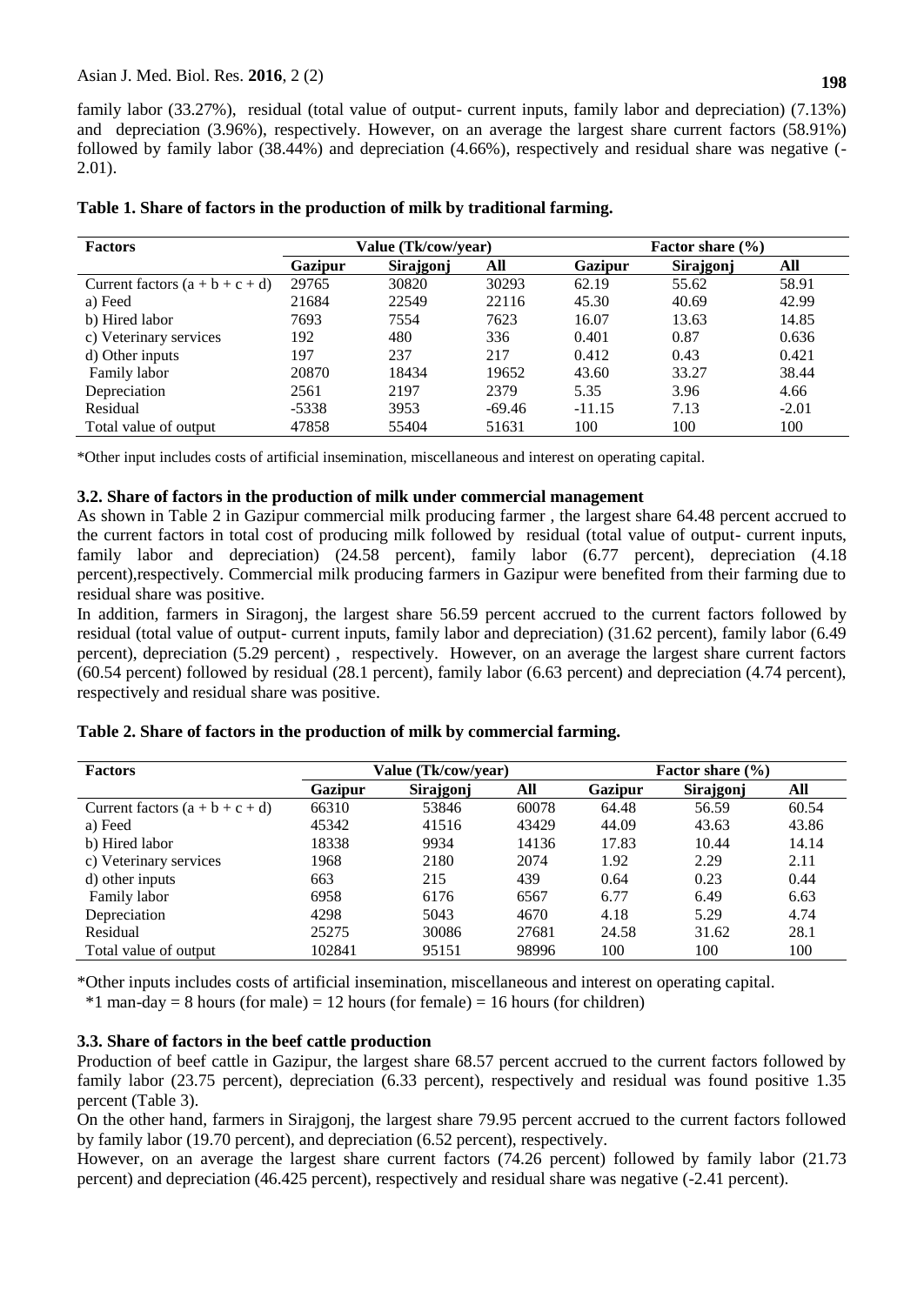family labor (33.27%), residual (total value of output- current inputs, family labor and depreciation) (7.13%) and depreciation (3.96%), respectively. However, on an average the largest share current factors (58.91%) followed by family labor (38.44%) and depreciation (4.66%), respectively and residual share was negative (-2.01).

**Table 1. Share of factors in the production of milk by traditional farming.**

| Factors | Value (Tk/cow/year) | | | Factor share (%) | | |
|---|---|---|---|---|---|---|
| | Gazipur | Sirajgonj | All | Gazipur | Sirajgonj | All |
| Current factors (a + b + c + d) | 29765 | 30820 | 30293 | 62.19 | 55.62 | 58.91 |
| a) Feed | 21684 | 22549 | 22116 | 45.30 | 40.69 | 42.99 |
| b) Hired labor | 7693 | 7554 | 7623 | 16.07 | 13.63 | 14.85 |
| c) Veterinary services | 192 | 480 | 336 | 0.401 | 0.87 | 0.636 |
| d) Other inputs | 197 | 237 | 217 | 0.412 | 0.43 | 0.421 |
| Family labor | 20870 | 18434 | 19652 | 43.60 | 33.27 | 38.44 |
| Depreciation | 2561 | 2197 | 2379 | 5.35 | 3.96 | 4.66 |
| Residual | -5338 | 3953 | -69.46 | -11.15 | 7.13 | -2.01 |
| Total value of output | 47858 | 55404 | 51631 | 100 | 100 | 100 |

*Other input includes costs of artificial insemination, miscellaneous and interest on operating capital.

### 3.2. Share of factors in the production of milk under commercial management

As shown in Table 2 in Gazipur commercial milk producing farmer , the largest share 64.48 percent accrued to the current factors in total cost of producing milk followed by residual (total value of output- current inputs, family labor and depreciation) (24.58 percent), family labor (6.77 percent), depreciation (4.18 percent),respectively. Commercial milk producing farmers in Gazipur were benefited from their farming due to residual share was positive.

In addition, farmers in Siragonj, the largest share 56.59 percent accrued to the current factors followed by residual (total value of output- current inputs, family labor and depreciation) (31.62 percent), family labor (6.49 percent), depreciation (5.29 percent) , respectively. However, on an average the largest share current factors (60.54 percent) followed by residual (28.1 percent), family labor (6.63 percent) and depreciation (4.74 percent), respectively and residual share was positive.

**Table 2. Share of factors in the production of milk by commercial farming.**

| Factors | Value (Tk/cow/year) | | | Factor share (%) | | |
|---|---|---|---|---|---|---|
| | Gazipur | Sirajgonj | All | Gazipur | Sirajgonj | All |
| Current factors (a + b + c + d) | 66310 | 53846 | 60078 | 64.48 | 56.59 | 60.54 |
| a) Feed | 45342 | 41516 | 43429 | 44.09 | 43.63 | 43.86 |
| b) Hired labor | 18338 | 9934 | 14136 | 17.83 | 10.44 | 14.14 |
| c) Veterinary services | 1968 | 2180 | 2074 | 1.92 | 2.29 | 2.11 |
| d) other inputs | 663 | 215 | 439 | 0.64 | 0.23 | 0.44 |
| Family labor | 6958 | 6176 | 6567 | 6.77 | 6.49 | 6.63 |
| Depreciation | 4298 | 5043 | 4670 | 4.18 | 5.29 | 4.74 |
| Residual | 25275 | 30086 | 27681 | 24.58 | 31.62 | 28.1 |
| Total value of output | 102841 | 95151 | 98996 | 100 | 100 | 100 |

*Other inputs includes costs of artificial insemination, miscellaneous and interest on operating capital.

*1 man-day = 8 hours (for male) = 12 hours (for female) = 16 hours (for children)

### 3.3. Share of factors in the beef cattle production

Production of beef cattle in Gazipur, the largest share 68.57 percent accrued to the current factors followed by family labor (23.75 percent), depreciation (6.33 percent), respectively and residual was found positive 1.35 percent (Table 3).

On the other hand, farmers in Sirajgonj, the largest share 79.95 percent accrued to the current factors followed by family labor (19.70 percent), and depreciation (6.52 percent), respectively.

However, on an average the largest share current factors (74.26 percent) followed by family labor (21.73 percent) and depreciation (46.425 percent), respectively and residual share was negative (-2.41 percent).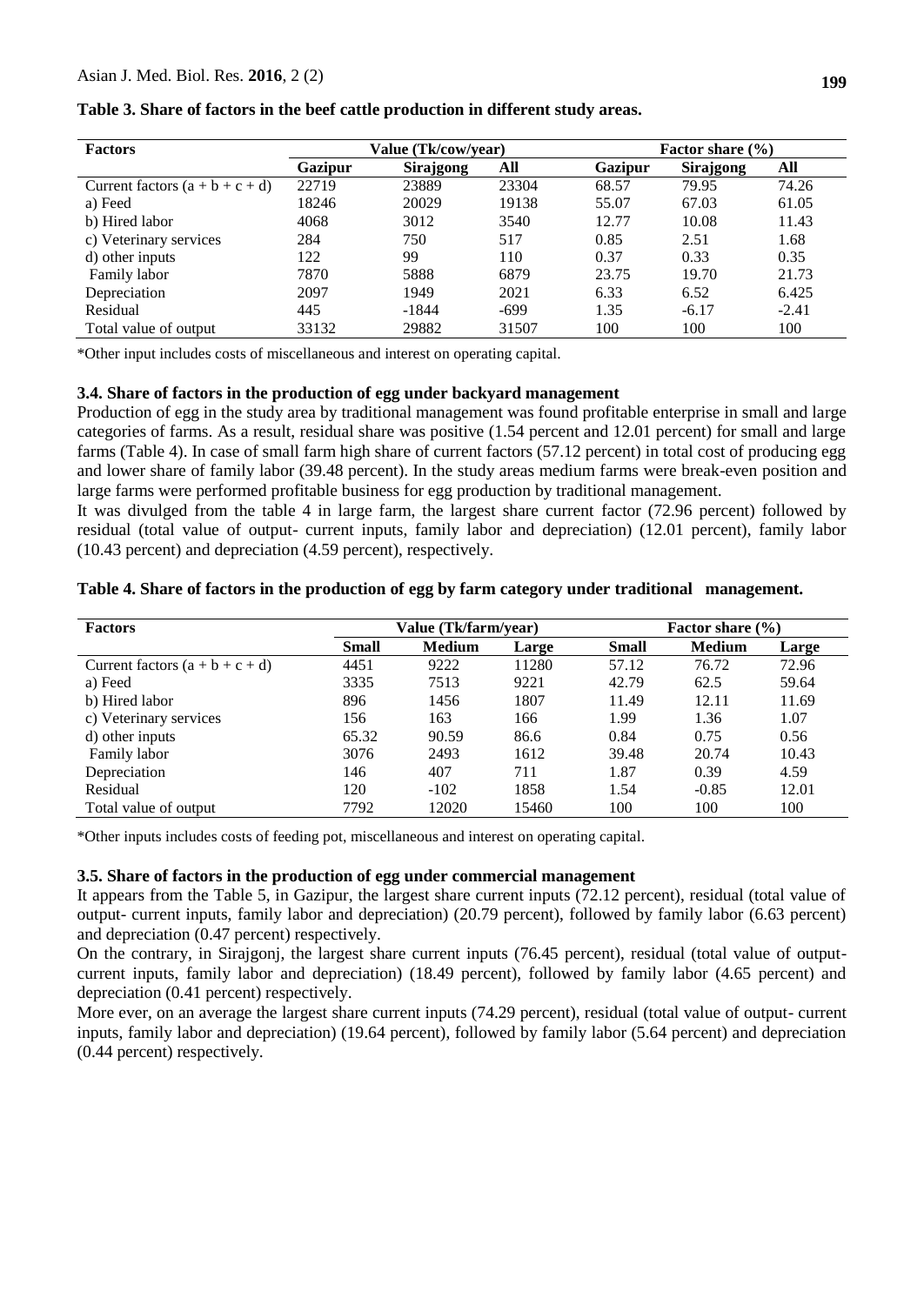**Table 3. Share of factors in the beef cattle production in different study areas.**

| Factors | Value (Tk/cow/year) | | | Factor share (%) | | |
|---|---|---|---|---|---|---|
| | Gazipur | Sirajgong | All | Gazipur | Sirajgong | All |
| Current factors (a + b + c + d) | 22719 | 23889 | 23304 | 68.57 | 79.95 | 74.26 |
| a) Feed | 18246 | 20029 | 19138 | 55.07 | 67.03 | 61.05 |
| b) Hired labor | 4068 | 3012 | 3540 | 12.77 | 10.08 | 11.43 |
| c) Veterinary services | 284 | 750 | 517 | 0.85 | 2.51 | 1.68 |
| d) other inputs | 122 | 99 | 110 | 0.37 | 0.33 | 0.35 |
| Family labor | 7870 | 5888 | 6879 | 23.75 | 19.70 | 21.73 |
| Depreciation | 2097 | 1949 | 2021 | 6.33 | 6.52 | 6.425 |
| Residual | 445 | -1844 | -699 | 1.35 | -6.17 | -2.41 |
| Total value of output | 33132 | 29882 | 31507 | 100 | 100 | 100 |

*Other input includes costs of miscellaneous and interest on operating capital.

### 3.4. Share of factors in the production of egg under backyard management

Production of egg in the study area by traditional management was found profitable enterprise in small and large categories of farms. As a result, residual share was positive (1.54 percent and 12.01 percent) for small and large farms (Table 4). In case of small farm high share of current factors (57.12 percent) in total cost of producing egg and lower share of family labor (39.48 percent). In the study areas medium farms were break-even position and large farms were performed profitable business for egg production by traditional management.

It was divulged from the table 4 in large farm, the largest share current factor (72.96 percent) followed by residual (total value of output- current inputs, family labor and depreciation) (12.01 percent), family labor (10.43 percent) and depreciation (4.59 percent), respectively.

**Table 4. Share of factors in the production of egg by farm category under traditional management.**

| Factors | Value (Tk/farm/year) | | | Factor share (%) | | |
|---|---|---|---|---|---|---|
| | Small | Medium | Large | Small | Medium | Large |
| Current factors (a + b + c + d) | 4451 | 9222 | 11280 | 57.12 | 76.72 | 72.96 |
| a) Feed | 3335 | 7513 | 9221 | 42.79 | 62.5 | 59.64 |
| b) Hired labor | 896 | 1456 | 1807 | 11.49 | 12.11 | 11.69 |
| c) Veterinary services | 156 | 163 | 166 | 1.99 | 1.36 | 1.07 |
| d) other inputs | 65.32 | 90.59 | 86.6 | 0.84 | 0.75 | 0.56 |
| Family labor | 3076 | 2493 | 1612 | 39.48 | 20.74 | 10.43 |
| Depreciation | 146 | 407 | 711 | 1.87 | 0.39 | 4.59 |
| Residual | 120 | -102 | 1858 | 1.54 | -0.85 | 12.01 |
| Total value of output | 7792 | 12020 | 15460 | 100 | 100 | 100 |

*Other inputs includes costs of feeding pot, miscellaneous and interest on operating capital.

### 3.5. Share of factors in the production of egg under commercial management

It appears from the Table 5, in Gazipur, the largest share current inputs (72.12 percent), residual (total value of output- current inputs, family labor and depreciation) (20.79 percent), followed by family labor (6.63 percent) and depreciation (0.47 percent) respectively.

On the contrary, in Sirajgonj, the largest share current inputs (76.45 percent), residual (total value of output-current inputs, family labor and depreciation) (18.49 percent), followed by family labor (4.65 percent) and depreciation (0.41 percent) respectively.

More ever, on an average the largest share current inputs (74.29 percent), residual (total value of output- current inputs, family labor and depreciation) (19.64 percent), followed by family labor (5.64 percent) and depreciation (0.44 percent) respectively.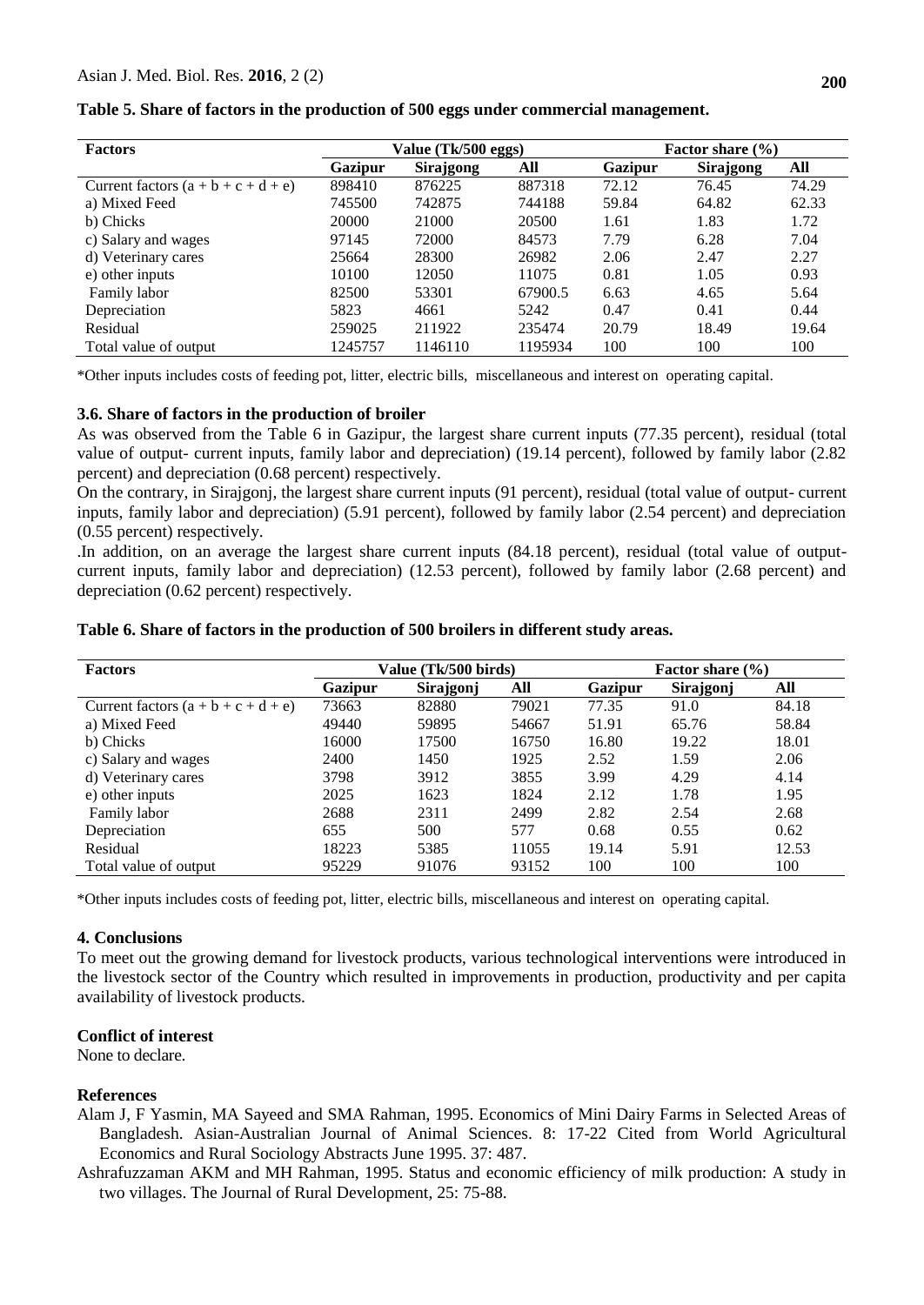**Table 5. Share of factors in the production of 500 eggs under commercial management.**

| Factors | Value (Tk/500 eggs) | | | Factor share (%) | | |
|---|---|---|---|---|---|---|
| | **Gazipur** | **Sirajgong** | **All** | **Gazipur** | **Sirajgong** | **All** |
| Current factors (a + b + c + d + e) | 898410 | 876225 | 887318 | 72.12 | 76.45 | 74.29 |
| a) Mixed Feed | 745500 | 742875 | 744188 | 59.84 | 64.82 | 62.33 |
| b) Chicks | 20000 | 21000 | 20500 | 1.61 | 1.83 | 1.72 |
| c) Salary and wages | 97145 | 72000 | 84573 | 7.79 | 6.28 | 7.04 |
| d) Veterinary cares | 25664 | 28300 | 26982 | 2.06 | 2.47 | 2.27 |
| e) other inputs | 10100 | 12050 | 11075 | 0.81 | 1.05 | 0.93 |
| Family labor | 82500 | 53301 | 67900.5 | 6.63 | 4.65 | 5.64 |
| Depreciation | 5823 | 4661 | 5242 | 0.47 | 0.41 | 0.44 |
| Residual | 259025 | 211922 | 235474 | 20.79 | 18.49 | 19.64 |
| Total value of output | 1245757 | 1146110 | 1195934 | 100 | 100 | 100 |

*Other inputs includes costs of feeding pot, litter, electric bills, miscellaneous and interest on operating capital.

### 3.6. Share of factors in the production of broiler

As was observed from the Table 6 in Gazipur, the largest share current inputs (77.35 percent), residual (total value of output- current inputs, family labor and depreciation) (19.14 percent), followed by family labor (2.82 percent) and depreciation (0.68 percent) respectively.

On the contrary, in Sirajgonj, the largest share current inputs (91 percent), residual (total value of output- current inputs, family labor and depreciation) (5.91 percent), followed by family labor (2.54 percent) and depreciation (0.55 percent) respectively.

.In addition, on an average the largest share current inputs (84.18 percent), residual (total value of output-current inputs, family labor and depreciation) (12.53 percent), followed by family labor (2.68 percent) and depreciation (0.62 percent) respectively.

**Table 6. Share of factors in the production of 500 broilers in different study areas.**

| Factors | Value (Tk/500 birds) | | | Factor share (%) | | |
|---|---|---|---|---|---|---|
| | **Gazipur** | **Sirajgonj** | **All** | **Gazipur** | **Sirajgonj** | **All** |
| Current factors (a + b + c + d + e) | 73663 | 82880 | 79021 | 77.35 | 91.0 | 84.18 |
| a) Mixed Feed | 49440 | 59895 | 54667 | 51.91 | 65.76 | 58.84 |
| b) Chicks | 16000 | 17500 | 16750 | 16.80 | 19.22 | 18.01 |
| c) Salary and wages | 2400 | 1450 | 1925 | 2.52 | 1.59 | 2.06 |
| d) Veterinary cares | 3798 | 3912 | 3855 | 3.99 | 4.29 | 4.14 |
| e) other inputs | 2025 | 1623 | 1824 | 2.12 | 1.78 | 1.95 |
| Family labor | 2688 | 2311 | 2499 | 2.82 | 2.54 | 2.68 |
| Depreciation | 655 | 500 | 577 | 0.68 | 0.55 | 0.62 |
| Residual | 18223 | 5385 | 11055 | 19.14 | 5.91 | 12.53 |
| Total value of output | 95229 | 91076 | 93152 | 100 | 100 | 100 |

*Other inputs includes costs of feeding pot, litter, electric bills, miscellaneous and interest on operating capital.

## 4. Conclusions

To meet out the growing demand for livestock products, various technological interventions were introduced in the livestock sector of the Country which resulted in improvements in production, productivity and per capita availability of livestock products.

## Conflict of interest

None to declare.

## References

Alam J, F Yasmin, MA Sayeed and SMA Rahman, 1995. Economics of Mini Dairy Farms in Selected Areas of Bangladesh. Asian-Australian Journal of Animal Sciences. 8: 17-22 Cited from World Agricultural Economics and Rural Sociology Abstracts June 1995. 37: 487.

Ashrafuzzaman AKM and MH Rahman, 1995. Status and economic efficiency of milk production: A study in two villages. The Journal of Rural Development, 25: 75-88.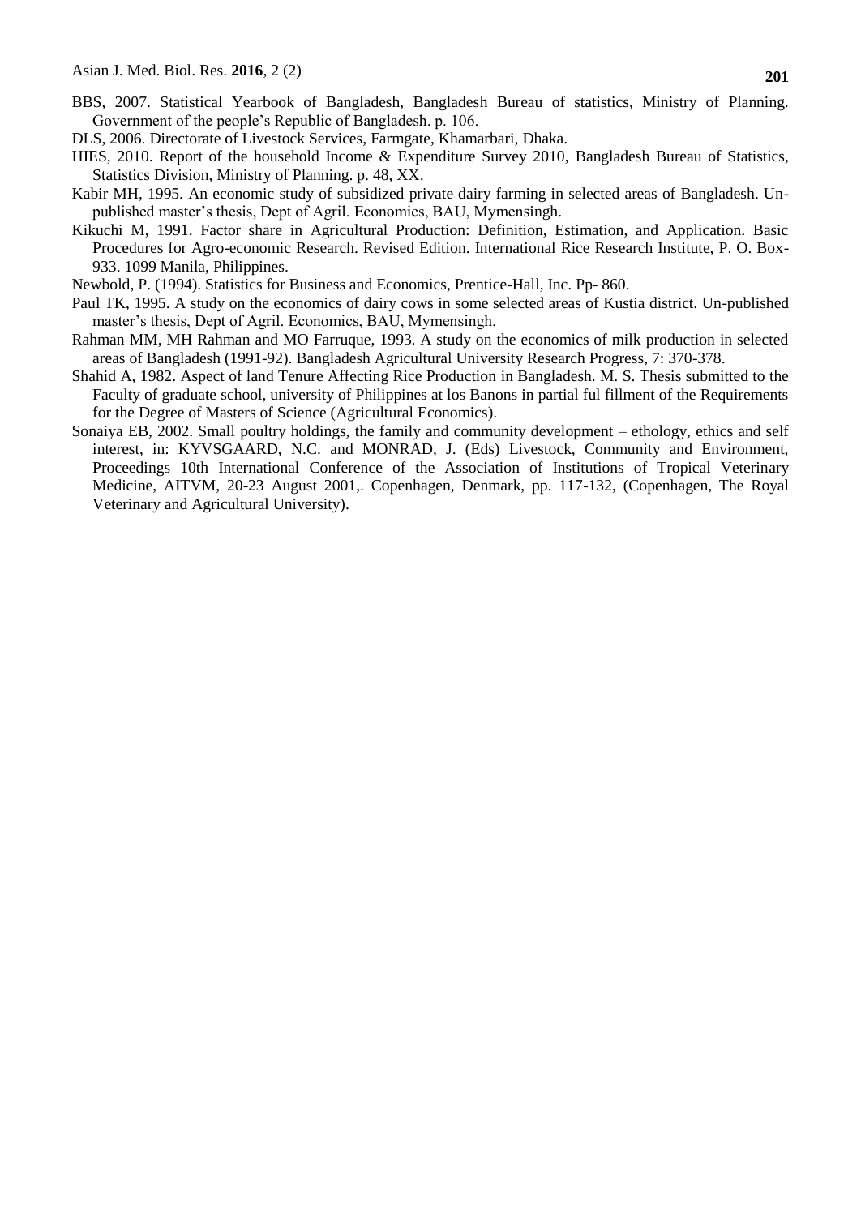BBS, 2007. Statistical Yearbook of Bangladesh, Bangladesh Bureau of statistics, Ministry of Planning. Government of the people's Republic of Bangladesh. p. 106.

DLS, 2006. Directorate of Livestock Services, Farmgate, Khamarbari, Dhaka.

HIES, 2010. Report of the household Income & Expenditure Survey 2010, Bangladesh Bureau of Statistics, Statistics Division, Ministry of Planning. p. 48, XX.

Kabir MH, 1995. An economic study of subsidized private dairy farming in selected areas of Bangladesh. Un-published master's thesis, Dept of Agril. Economics, BAU, Mymensingh.

Kikuchi M, 1991. Factor share in Agricultural Production: Definition, Estimation, and Application. Basic Procedures for Agro-economic Research. Revised Edition. International Rice Research Institute, P. O. Box-933. 1099 Manila, Philippines.

Newbold, P. (1994). Statistics for Business and Economics, Prentice-Hall, Inc. Pp- 860.

Paul TK, 1995. A study on the economics of dairy cows in some selected areas of Kustia district. Un-published master's thesis, Dept of Agril. Economics, BAU, Mymensingh.

Rahman MM, MH Rahman and MO Farruque, 1993. A study on the economics of milk production in selected areas of Bangladesh (1991-92). Bangladesh Agricultural University Research Progress, 7: 370-378.

Shahid A, 1982. Aspect of land Tenure Affecting Rice Production in Bangladesh. M. S. Thesis submitted to the Faculty of graduate school, university of Philippines at los Banons in partial ful fillment of the Requirements for the Degree of Masters of Science (Agricultural Economics).

Sonaiya EB, 2002. Small poultry holdings, the family and community development – ethology, ethics and self interest, in: KYVSGAARD, N.C. and MONRAD, J. (Eds) Livestock, Community and Environment, Proceedings 10th International Conference of the Association of Institutions of Tropical Veterinary Medicine, AITVM, 20-23 August 2001,. Copenhagen, Denmark, pp. 117-132, (Copenhagen, The Royal Veterinary and Agricultural University).